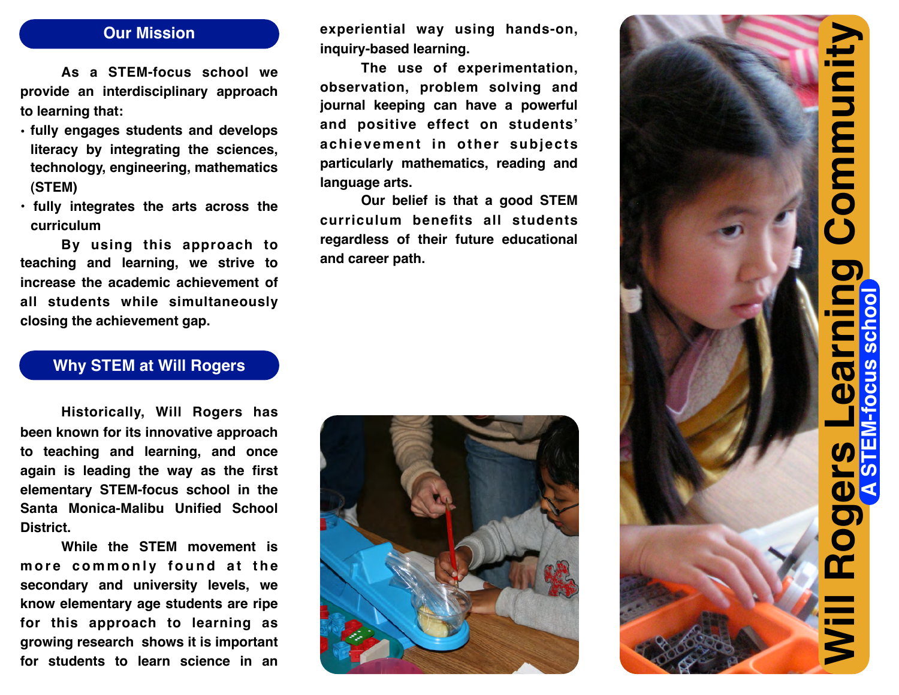## Our Mission

As a STEM-focus school we provide an interdisciplinary approach to learning that:

- fully engages students and develops literacy by integrating the sciences, technology, engineering, mathematics (STEM)
- fully integrates the arts across the curriculum

By using this approach to teaching and learning, we strive to increase the academic achievement of all students while simultaneously closing the achievement gap.

## Why STEM at Will Rogers

Historically, Will Rogers has been known for its innovative approach to teaching and learning, and once again is leading the way as the first elementary STEM-focus school in the Santa Monica-Malibu Unified School District.

While the STEM movement is more commonly found at the secondary and university levels, we know elementary age students are ripe for this approach to learning as growing research shows it is important for students to learn science in an experiential way using hands-on, inquiry-based learning.

The use of experimentation, observation, problem solving and journal keeping can have a powerful and positive effect on students' achievement in other subjects particularly mathematics, reading and language arts.

Our belief is that a good STEM curriculum benefits all students regardless of their future educational and career path.

# Will Rogers Learning Community

**A STEM-focus school**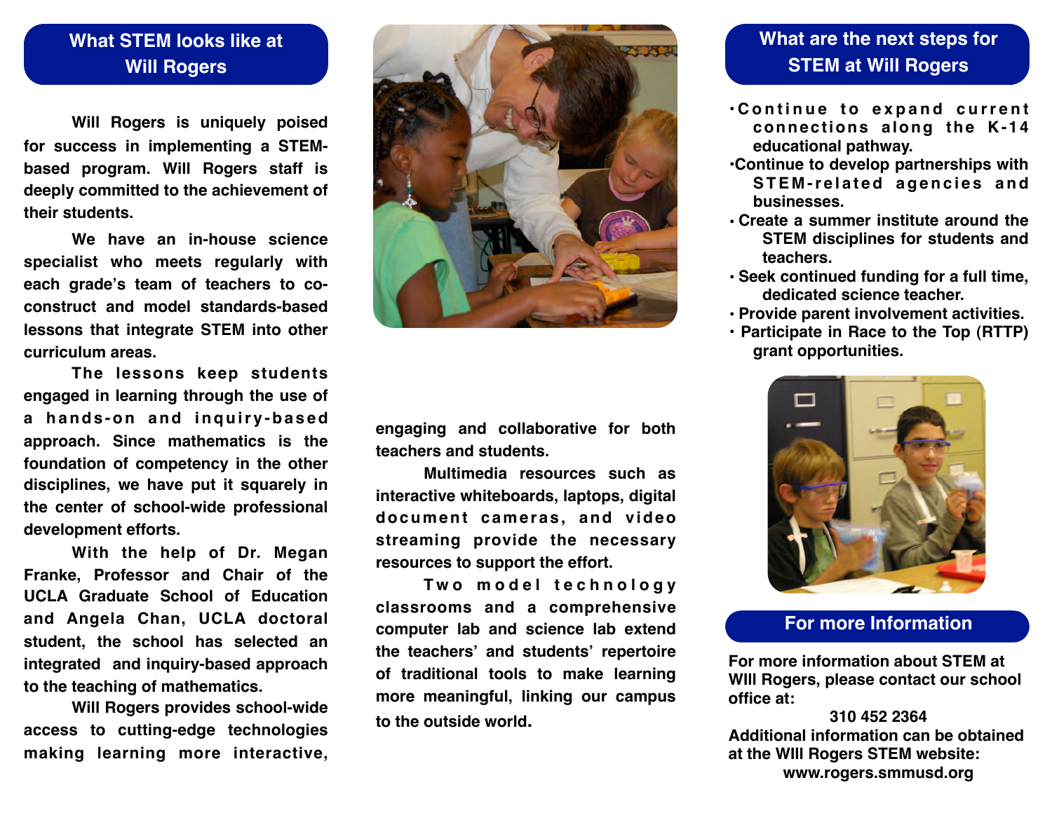## What STEM looks like at Will Rogers

Will Rogers is uniquely poised for success in implementing a STEM-based program. Will Rogers staff is deeply committed to the achievement of their students.

We have an in-house science specialist who meets regularly with each grade's team of teachers to co-construct and model standards-based lessons that integrate STEM into other curriculum areas.

The lessons keep students engaged in learning through the use of a hands-on and inquiry-based approach. Since mathematics is the foundation of competency in the other disciplines, we have put it squarely in the center of school-wide professional development efforts.

With the help of Dr. Megan Franke, Professor and Chair of the UCLA Graduate School of Education and Angela Chan, UCLA doctoral student, the school has selected an integrated and inquiry-based approach to the teaching of mathematics.

Will Rogers provides school-wide access to cutting-edge technologies making learning more interactive, engaging and collaborative for both teachers and students.

Multimedia resources such as interactive whiteboards, laptops, digital document cameras, and video streaming provide the necessary resources to support the effort.

Two model technology classrooms and a comprehensive computer lab and science lab extend the teachers' and students' repertoire of traditional tools to make learning more meaningful, linking our campus to the outside world.

## What are the next steps for STEM at Will Rogers

- Continue to expand current connections along the K-14 educational pathway.
- Continue to develop partnerships with STEM-related agencies and businesses.
- Create a summer institute around the STEM disciplines for students and teachers.
- Seek continued funding for a full time, dedicated science teacher.
- Provide parent involvement activities.
- Participate in Race to the Top (RTTP) grant opportunities.

## For more Information

For more information about STEM at WIll Rogers, please contact our school office at:

310 452 2364

Additional information can be obtained at the WIll Rogers STEM website:

www.rogers.smmusd.org